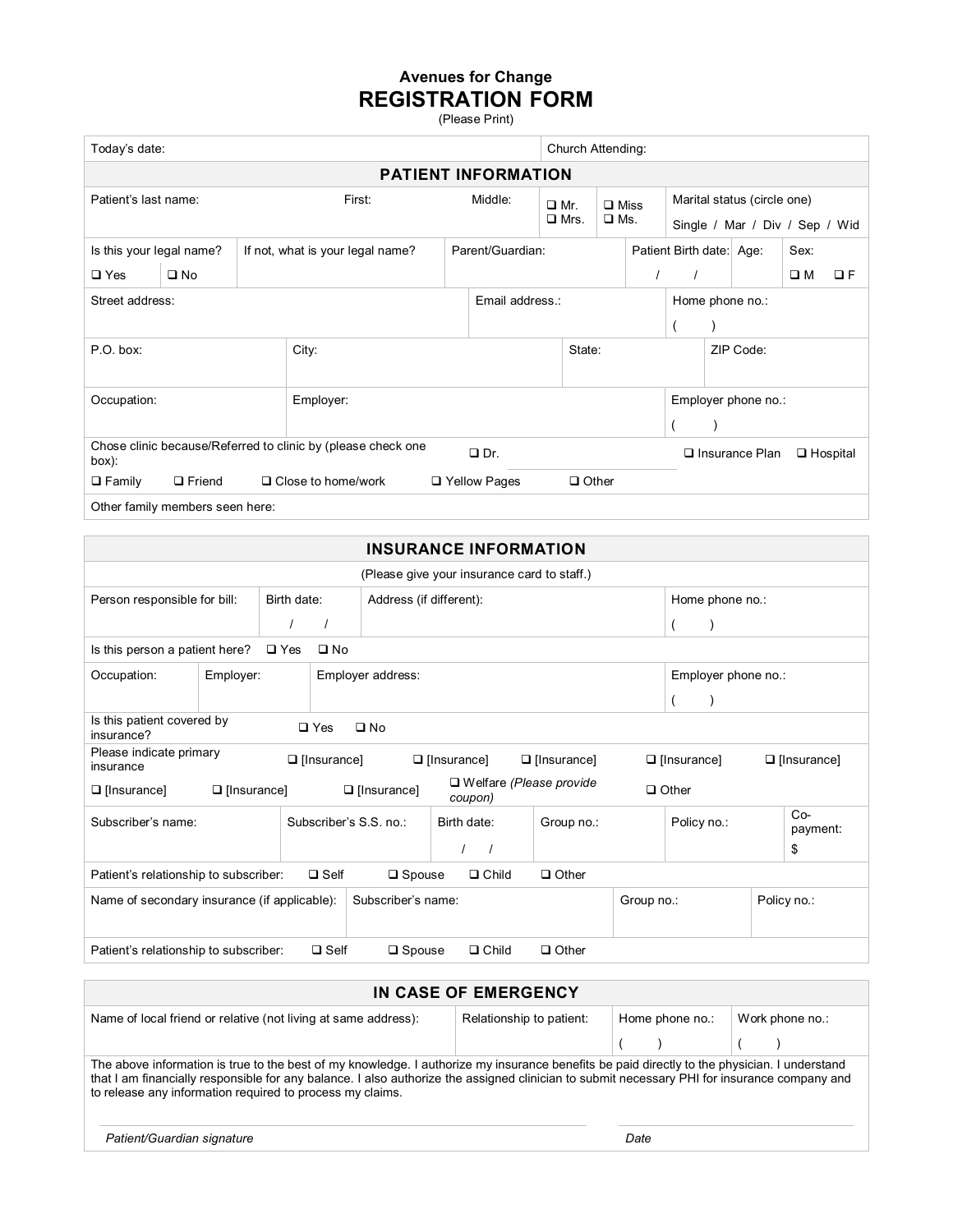**Avenues for Change**

# REGISTRATION FORM

(Please Print)

| Today's date: | Church Attending: |
|---|---|

## PATIENT INFORMATION

| Patient's last name: | First: | Middle: | ❑ Mr. ❑ Mrs. | ❑ Miss ❑ Ms. | Marital status (circle one) Single / Mar / Div / Sep / Wid |
|---|---|---|---|---|---|

| Is this your legal name? ❑ Yes ❑ No | If not, what is your legal name? | Parent/Guardian: | Patient Birth date: / / | Age: | Sex: ❑ M ❑ F |
|---|---|---|---|---|---|

| Street address: | Email address.: | Home phone no.: ( ) |
|---|---|---|

| P.O. box: | City: | State: | ZIP Code: |
|---|---|---|---|

| Occupation: | Employer: | Employer phone no.: ( ) |
|---|---|---|

Chose clinic because/Referred to clinic by (please check one box): ❑ Dr. ________ ❑ Insurance Plan ❑ Hospital

❑ Family ❑ Friend ❑ Close to home/work ❑ Yellow Pages ❑ Other

Other family members seen here:

## INSURANCE INFORMATION

(Please give your insurance card to staff.)

| Person responsible for bill: | Birth date: / / | Address (if different): | Home phone no.: ( ) |
|---|---|---|---|

Is this person a patient here? ❑ Yes ❑ No

| Occupation: | Employer: | Employer address: | Employer phone no.: ( ) |
|---|---|---|---|

Is this patient covered by insurance? ❑ Yes ❑ No

Please indicate primary insurance ❑ [Insurance] ❑ [Insurance] ❑ [Insurance] ❑ [Insurance] ❑ [Insurance]

❑ [Insurance] ❑ [Insurance] ❑ [Insurance] ❑ Welfare *(Please provide coupon)* ❑ Other

| Subscriber's name: | Subscriber's S.S. no.: | Birth date: / / | Group no.: | Policy no.: | Co-payment: $ |
|---|---|---|---|---|---|

Patient's relationship to subscriber: ❑ Self ❑ Spouse ❑ Child ❑ Other

| Name of secondary insurance (if applicable): | Subscriber's name: | Group no.: | Policy no.: |
|---|---|---|---|

Patient's relationship to subscriber: ❑ Self ❑ Spouse ❑ Child ❑ Other

## IN CASE OF EMERGENCY

| Name of local friend or relative (not living at same address): | Relationship to patient: | Home phone no.: ( ) | Work phone no.: ( ) |
|---|---|---|---|

The above information is true to the best of my knowledge. I authorize my insurance benefits be paid directly to the physician. I understand that I am financially responsible for any balance. I also authorize the assigned clinician to submit necessary PHI for insurance company and to release any information required to process my claims.

_______________________________________ _______________

*Patient/Guardian signature* *Date*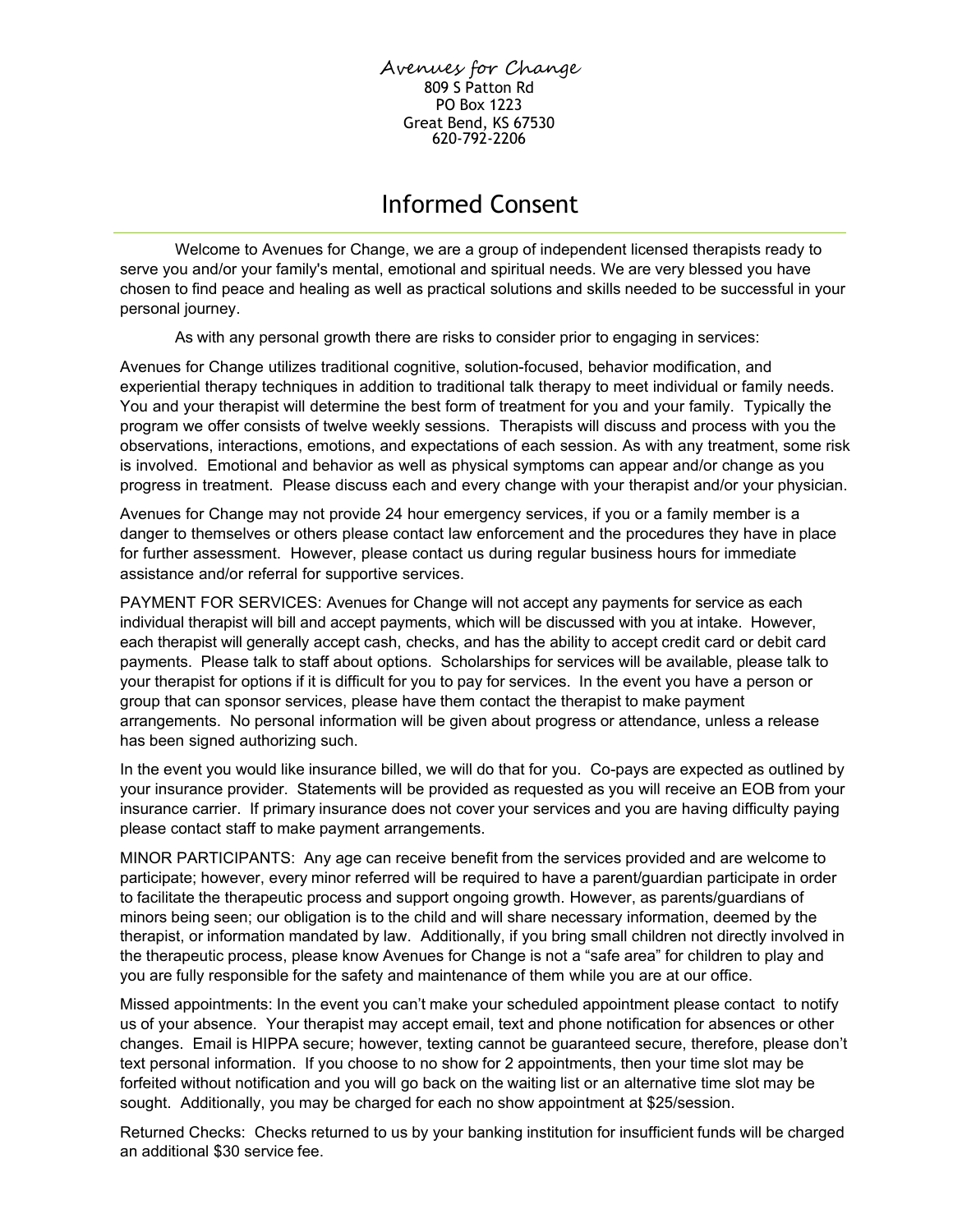Avenues for Change
809 S Patton Rd
PO Box 1223
Great Bend, KS 67530
620-792-2206

# Informed Consent

Welcome to Avenues for Change, we are a group of independent licensed therapists ready to serve you and/or your family's mental, emotional and spiritual needs. We are very blessed you have chosen to find peace and healing as well as practical solutions and skills needed to be successful in your personal journey.

As with any personal growth there are risks to consider prior to engaging in services:

Avenues for Change utilizes traditional cognitive, solution-focused, behavior modification, and experiential therapy techniques in addition to traditional talk therapy to meet individual or family needs. You and your therapist will determine the best form of treatment for you and your family. Typically the program we offer consists of twelve weekly sessions. Therapists will discuss and process with you the observations, interactions, emotions, and expectations of each session. As with any treatment, some risk is involved. Emotional and behavior as well as physical symptoms can appear and/or change as you progress in treatment. Please discuss each and every change with your therapist and/or your physician.

Avenues for Change may not provide 24 hour emergency services, if you or a family member is a danger to themselves or others please contact law enforcement and the procedures they have in place for further assessment. However, please contact us during regular business hours for immediate assistance and/or referral for supportive services.

PAYMENT FOR SERVICES: Avenues for Change will not accept any payments for service as each individual therapist will bill and accept payments, which will be discussed with you at intake. However, each therapist will generally accept cash, checks, and has the ability to accept credit card or debit card payments. Please talk to staff about options. Scholarships for services will be available, please talk to your therapist for options if it is difficult for you to pay for services. In the event you have a person or group that can sponsor services, please have them contact the therapist to make payment arrangements. No personal information will be given about progress or attendance, unless a release has been signed authorizing such.

In the event you would like insurance billed, we will do that for you. Co-pays are expected as outlined by your insurance provider. Statements will be provided as requested as you will receive an EOB from your insurance carrier. If primary insurance does not cover your services and you are having difficulty paying please contact staff to make payment arrangements.

MINOR PARTICIPANTS: Any age can receive benefit from the services provided and are welcome to participate; however, every minor referred will be required to have a parent/guardian participate in order to facilitate the therapeutic process and support ongoing growth. However, as parents/guardians of minors being seen; our obligation is to the child and will share necessary information, deemed by the therapist, or information mandated by law. Additionally, if you bring small children not directly involved in the therapeutic process, please know Avenues for Change is not a "safe area" for children to play and you are fully responsible for the safety and maintenance of them while you are at our office.

Missed appointments: In the event you can't make your scheduled appointment please contact to notify us of your absence. Your therapist may accept email, text and phone notification for absences or other changes. Email is HIPPA secure; however, texting cannot be guaranteed secure, therefore, please don't text personal information. If you choose to no show for 2 appointments, then your time slot may be forfeited without notification and you will go back on the waiting list or an alternative time slot may be sought. Additionally, you may be charged for each no show appointment at $25/session.

Returned Checks: Checks returned to us by your banking institution for insufficient funds will be charged an additional $30 service fee.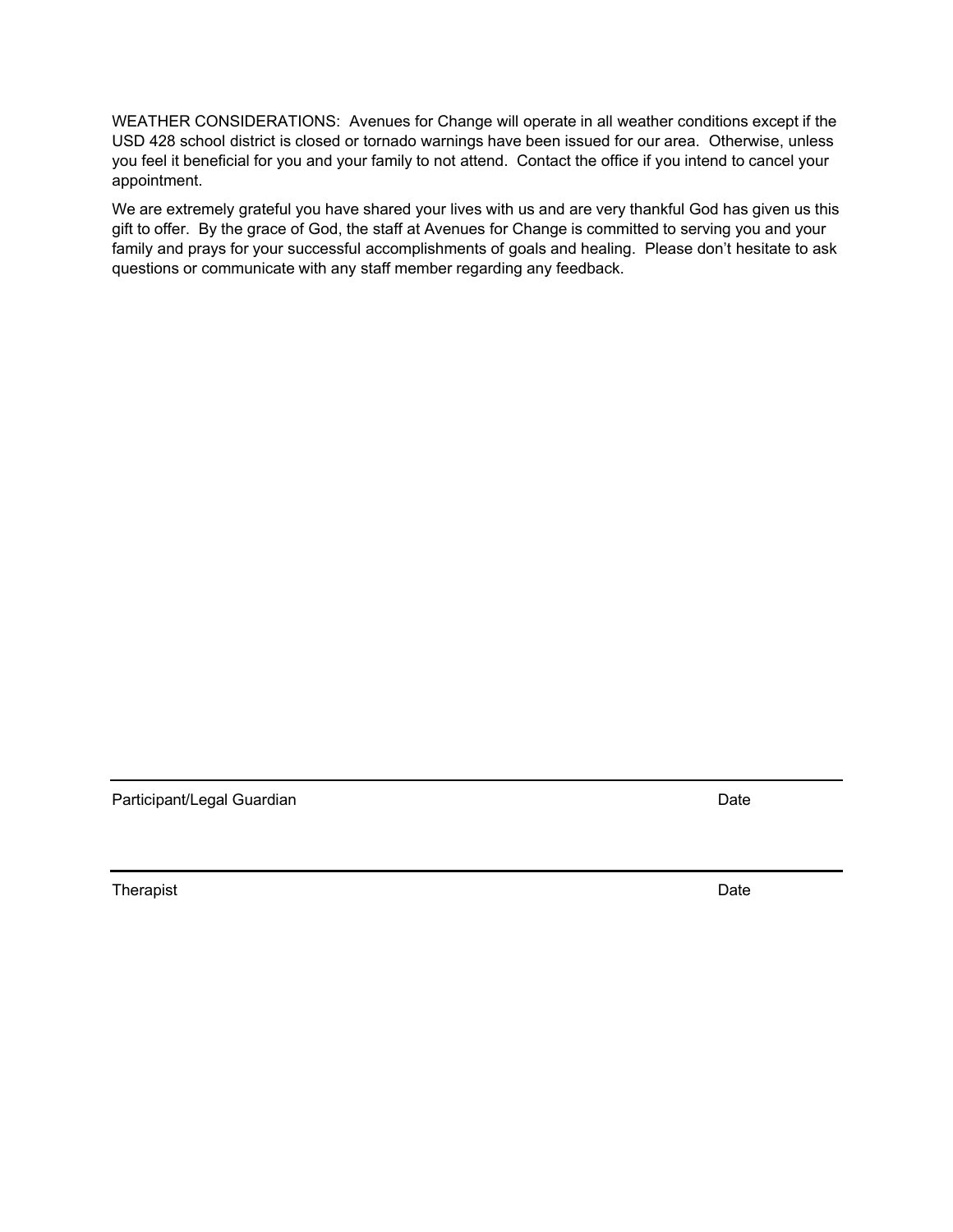WEATHER CONSIDERATIONS:  Avenues for Change will operate in all weather conditions except if the USD 428 school district is closed or tornado warnings have been issued for our area.  Otherwise, unless you feel it beneficial for you and your family to not attend.  Contact the office if you intend to cancel your appointment.

We are extremely grateful you have shared your lives with us and are very thankful God has given us this gift to offer.  By the grace of God, the staff at Avenues for Change is committed to serving you and your family and prays for your successful accomplishments of goals and healing.  Please don't hesitate to ask questions or communicate with any staff member regarding any feedback.

______________________________________________________________________________

Participant/Legal Guardian                                                                                    Date

______________________________________________________________________________

Therapist                                                                                                                  Date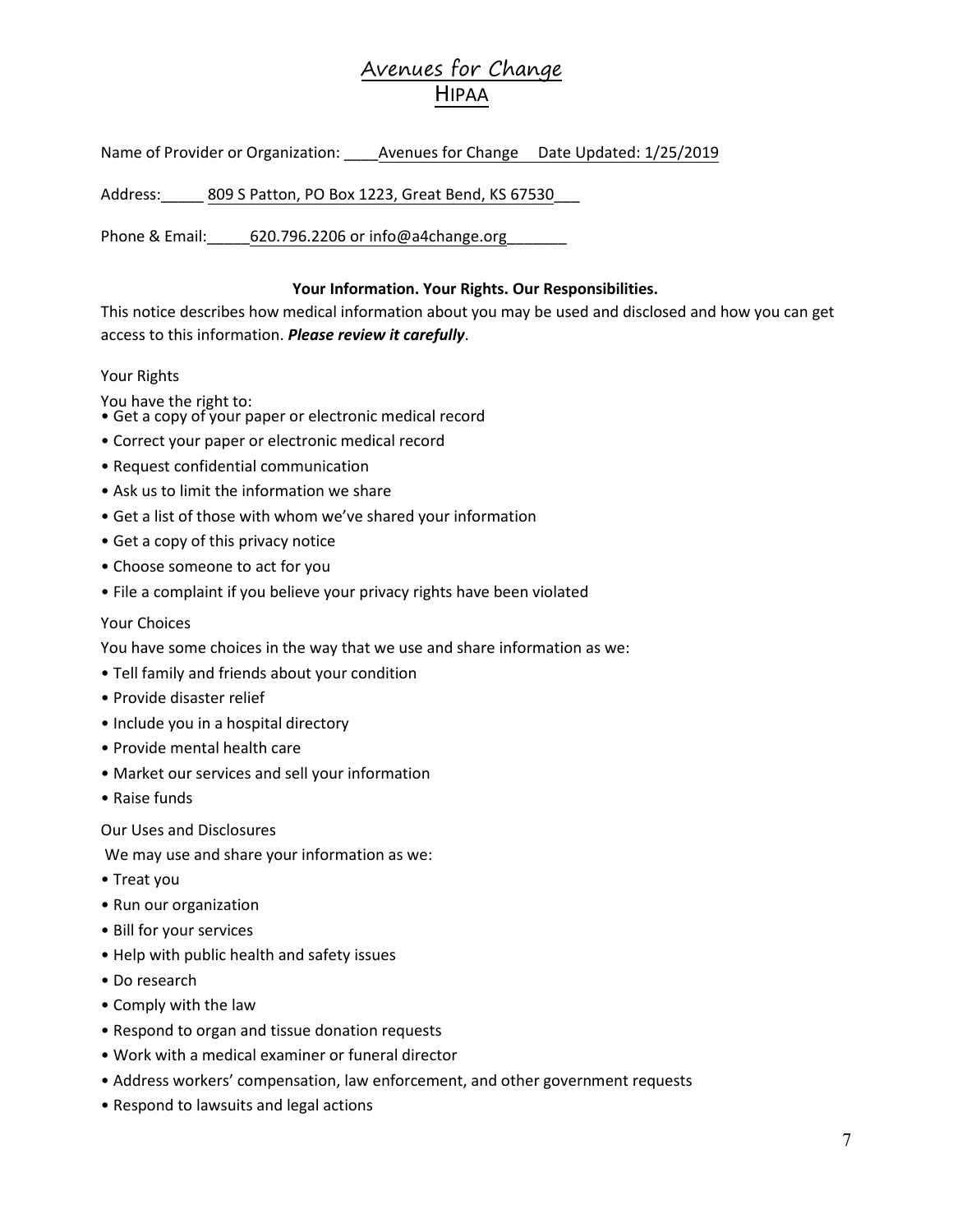# Avenues for Change
## HIPAA

Name of Provider or Organization: ____Avenues for Change    Date Updated: 1/25/2019

Address:_____ 809 S Patton, PO Box 1223, Great Bend, KS 67530___

Phone & Email:_____620.796.2206 or info@a4change.org_______

**Your Information. Your Rights. Our Responsibilities.**

This notice describes how medical information about you may be used and disclosed and how you can get access to this information. ***Please review it carefully***.

Your Rights

You have the right to:

- Get a copy of your paper or electronic medical record
- Correct your paper or electronic medical record
- Request confidential communication
- Ask us to limit the information we share
- Get a list of those with whom we've shared your information
- Get a copy of this privacy notice
- Choose someone to act for you
- File a complaint if you believe your privacy rights have been violated

Your Choices

You have some choices in the way that we use and share information as we:

- Tell family and friends about your condition
- Provide disaster relief
- Include you in a hospital directory
- Provide mental health care
- Market our services and sell your information
- Raise funds

Our Uses and Disclosures

We may use and share your information as we:

- Treat you
- Run our organization
- Bill for your services
- Help with public health and safety issues
- Do research
- Comply with the law
- Respond to organ and tissue donation requests
- Work with a medical examiner or funeral director
- Address workers' compensation, law enforcement, and other government requests
- Respond to lawsuits and legal actions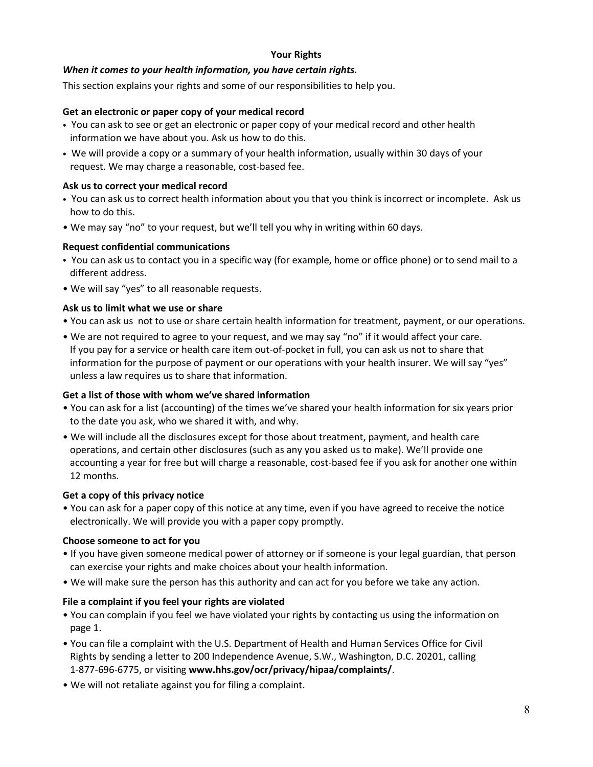## Your Rights

***When it comes to your health information, you have certain rights.***

This section explains your rights and some of our responsibilities to help you.

### Get an electronic or paper copy of your medical record

- You can ask to see or get an electronic or paper copy of your medical record and other health information we have about you. Ask us how to do this.
- We will provide a copy or a summary of your health information, usually within 30 days of your request. We may charge a reasonable, cost-based fee.

### Ask us to correct your medical record

- You can ask us to correct health information about you that you think is incorrect or incomplete. Ask us how to do this.
- We may say "no" to your request, but we'll tell you why in writing within 60 days.

### Request confidential communications

- You can ask us to contact you in a specific way (for example, home or office phone) or to send mail to a different address.
- We will say "yes" to all reasonable requests.

### Ask us to limit what we use or share

- You can ask us not to use or share certain health information for treatment, payment, or our operations.
- We are not required to agree to your request, and we may say "no" if it would affect your care. If you pay for a service or health care item out-of-pocket in full, you can ask us not to share that information for the purpose of payment or our operations with your health insurer. We will say "yes" unless a law requires us to share that information.

### Get a list of those with whom we've shared information

- You can ask for a list (accounting) of the times we've shared your health information for six years prior to the date you ask, who we shared it with, and why.
- We will include all the disclosures except for those about treatment, payment, and health care operations, and certain other disclosures (such as any you asked us to make). We'll provide one accounting a year for free but will charge a reasonable, cost-based fee if you ask for another one within 12 months.

### Get a copy of this privacy notice

- You can ask for a paper copy of this notice at any time, even if you have agreed to receive the notice electronically. We will provide you with a paper copy promptly.

### Choose someone to act for you

- If you have given someone medical power of attorney or if someone is your legal guardian, that person can exercise your rights and make choices about your health information.
- We will make sure the person has this authority and can act for you before we take any action.

### File a complaint if you feel your rights are violated

- You can complain if you feel we have violated your rights by contacting us using the information on page 1.
- You can file a complaint with the U.S. Department of Health and Human Services Office for Civil Rights by sending a letter to 200 Independence Avenue, S.W., Washington, D.C. 20201, calling 1-877-696-6775, or visiting **www.hhs.gov/ocr/privacy/hipaa/complaints/**.
- We will not retaliate against you for filing a complaint.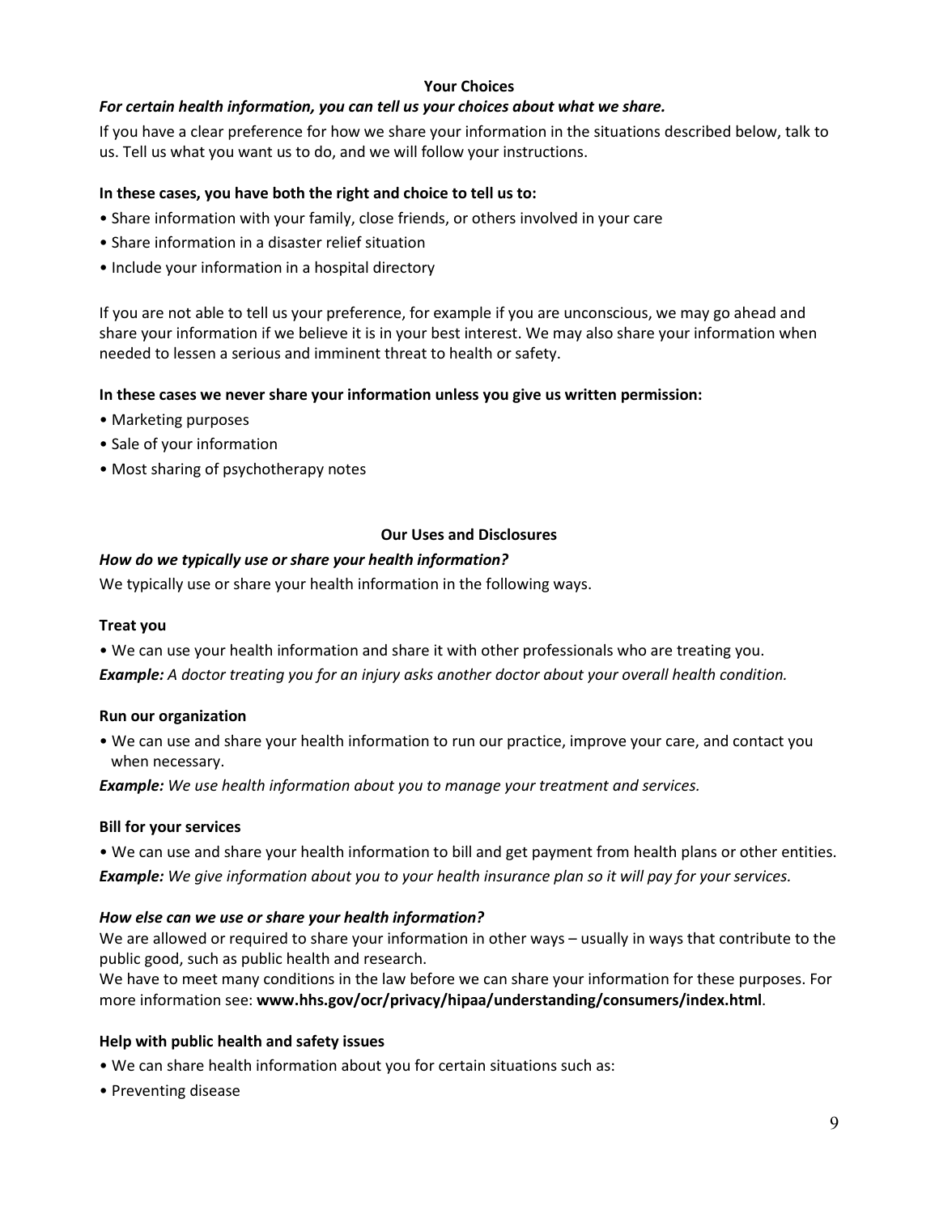## Your Choices

***For certain health information, you can tell us your choices about what we share.***

If you have a clear preference for how we share your information in the situations described below, talk to us. Tell us what you want us to do, and we will follow your instructions.

**In these cases, you have both the right and choice to tell us to:**

- Share information with your family, close friends, or others involved in your care
- Share information in a disaster relief situation
- Include your information in a hospital directory

If you are not able to tell us your preference, for example if you are unconscious, we may go ahead and share your information if we believe it is in your best interest. We may also share your information when needed to lessen a serious and imminent threat to health or safety.

**In these cases we never share your information unless you give us written permission:**

- Marketing purposes
- Sale of your information
- Most sharing of psychotherapy notes

## Our Uses and Disclosures

***How do we typically use or share your health information?***

We typically use or share your health information in the following ways.

**Treat you**

- We can use your health information and share it with other professionals who are treating you.

***Example:*** *A doctor treating you for an injury asks another doctor about your overall health condition.*

**Run our organization**

- We can use and share your health information to run our practice, improve your care, and contact you when necessary.

***Example:*** *We use health information about you to manage your treatment and services.*

**Bill for your services**

- We can use and share your health information to bill and get payment from health plans or other entities.

***Example:*** *We give information about you to your health insurance plan so it will pay for your services.*

***How else can we use or share your health information?***

We are allowed or required to share your information in other ways – usually in ways that contribute to the public good, such as public health and research.

We have to meet many conditions in the law before we can share your information for these purposes. For more information see: **www.hhs.gov/ocr/privacy/hipaa/understanding/consumers/index.html**.

**Help with public health and safety issues**

- We can share health information about you for certain situations such as:
- Preventing disease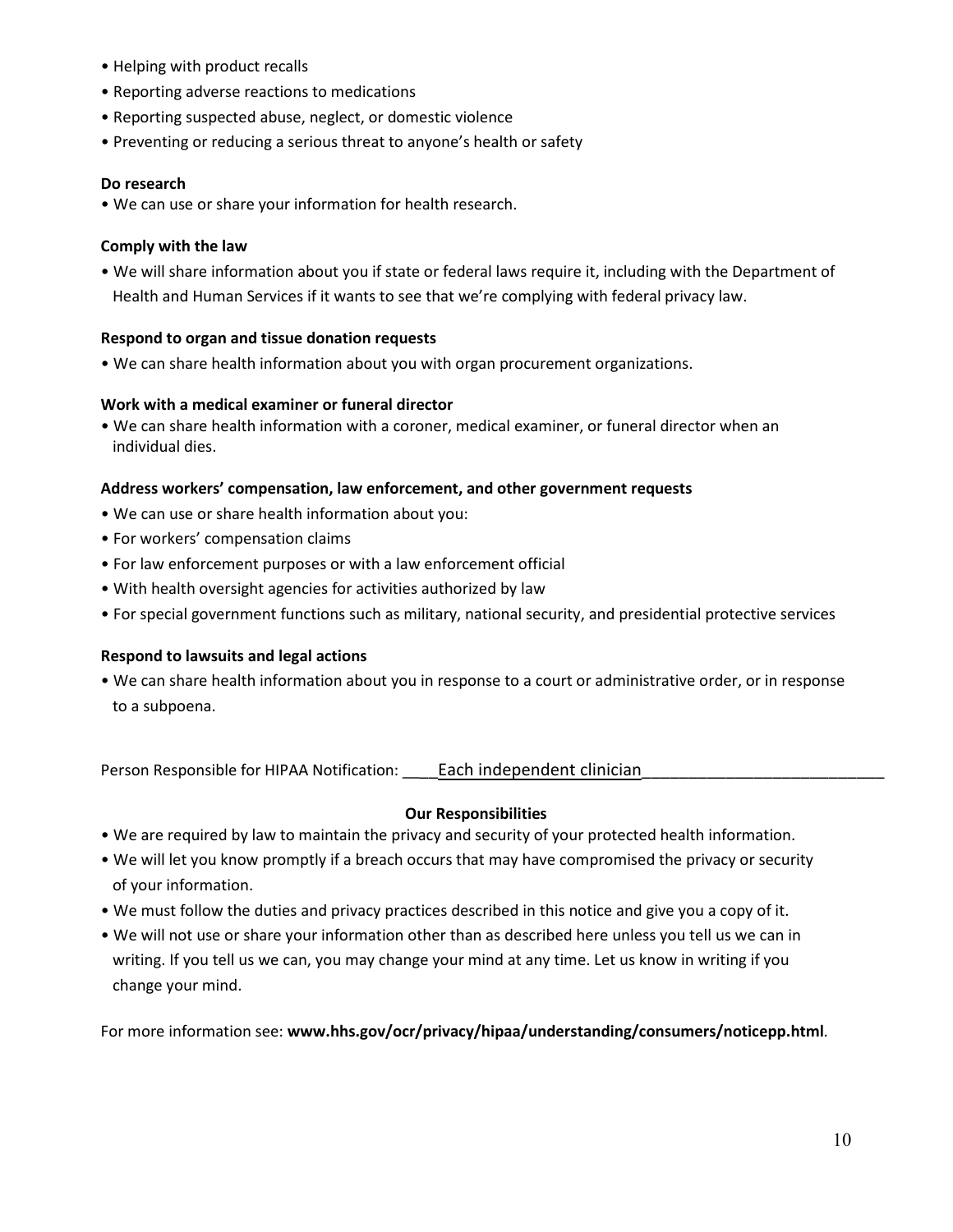- Helping with product recalls
- Reporting adverse reactions to medications
- Reporting suspected abuse, neglect, or domestic violence
- Preventing or reducing a serious threat to anyone's health or safety

**Do research**

- We can use or share your information for health research.

**Comply with the law**

- We will share information about you if state or federal laws require it, including with the Department of Health and Human Services if it wants to see that we're complying with federal privacy law.

**Respond to organ and tissue donation requests**

- We can share health information about you with organ procurement organizations.

**Work with a medical examiner or funeral director**

- We can share health information with a coroner, medical examiner, or funeral director when an individual dies.

**Address workers' compensation, law enforcement, and other government requests**

- We can use or share health information about you:
- For workers' compensation claims
- For law enforcement purposes or with a law enforcement official
- With health oversight agencies for activities authorized by law
- For special government functions such as military, national security, and presidential protective services

**Respond to lawsuits and legal actions**

- We can share health information about you in response to a court or administrative order, or in response to a subpoena.

Person Responsible for HIPAA Notification: ____Each independent clinician___________________________

**Our Responsibilities**

- We are required by law to maintain the privacy and security of your protected health information.
- We will let you know promptly if a breach occurs that may have compromised the privacy or security of your information.
- We must follow the duties and privacy practices described in this notice and give you a copy of it.
- We will not use or share your information other than as described here unless you tell us we can in writing. If you tell us we can, you may change your mind at any time. Let us know in writing if you change your mind.

For more information see: **www.hhs.gov/ocr/privacy/hipaa/understanding/consumers/noticepp.html**.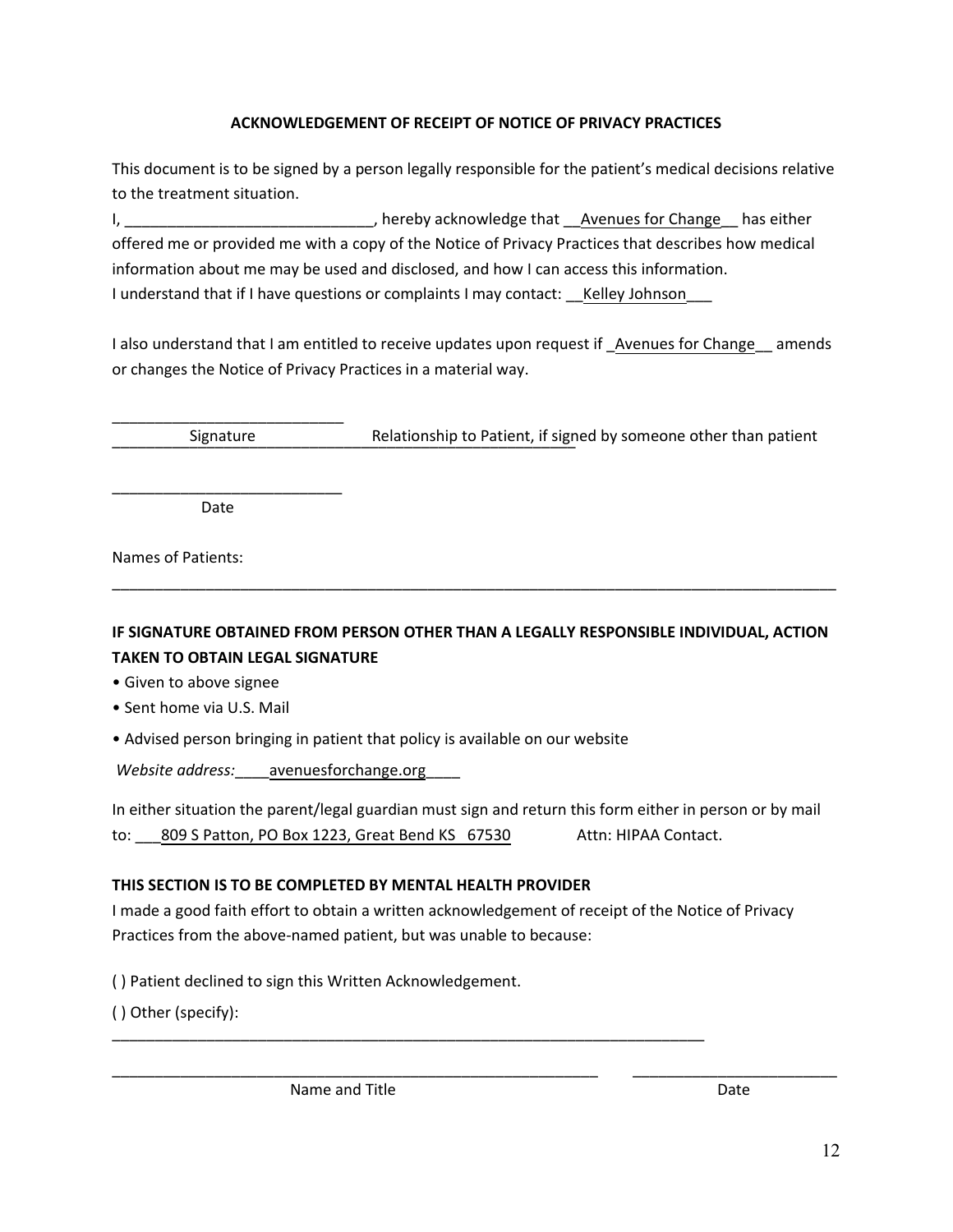**ACKNOWLEDGEMENT OF RECEIPT OF NOTICE OF PRIVACY PRACTICES**

This document is to be signed by a person legally responsible for the patient's medical decisions relative to the treatment situation.

I, _____________________________, hereby acknowledge that __Avenues for Change__ has either offered me or provided me with a copy of the Notice of Privacy Practices that describes how medical information about me may be used and disclosed, and how I can access this information.
I understand that if I have questions or complaints I may contact: __Kelley Johnson___

I also understand that I am entitled to receive updates upon request if _Avenues for Change__ amends or changes the Notice of Privacy Practices in a material way.

___________________________
Signature Relationship to Patient, if signed by someone other than patient

___________________________
Date

Names of Patients:
________________________________________________________________________________________

**IF SIGNATURE OBTAINED FROM PERSON OTHER THAN A LEGALLY RESPONSIBLE INDIVIDUAL, ACTION TAKEN TO OBTAIN LEGAL SIGNATURE**

- Given to above signee
- Sent home via U.S. Mail
- Advised person bringing in patient that policy is available on our website

*Website address:*____avenuesforchange.org____

In either situation the parent/legal guardian must sign and return this form either in person or by mail to: ___809 S Patton, PO Box 1223, Great Bend KS 67530 Attn: HIPAA Contact.

**THIS SECTION IS TO BE COMPLETED BY MENTAL HEALTH PROVIDER**

I made a good faith effort to obtain a written acknowledgement of receipt of the Notice of Privacy Practices from the above-named patient, but was unable to because:

( ) Patient declined to sign this Written Acknowledgement.

( ) Other (specify):
_________________________________________________________________________

_____________________________________________________________ ________________________
Name and Title Date